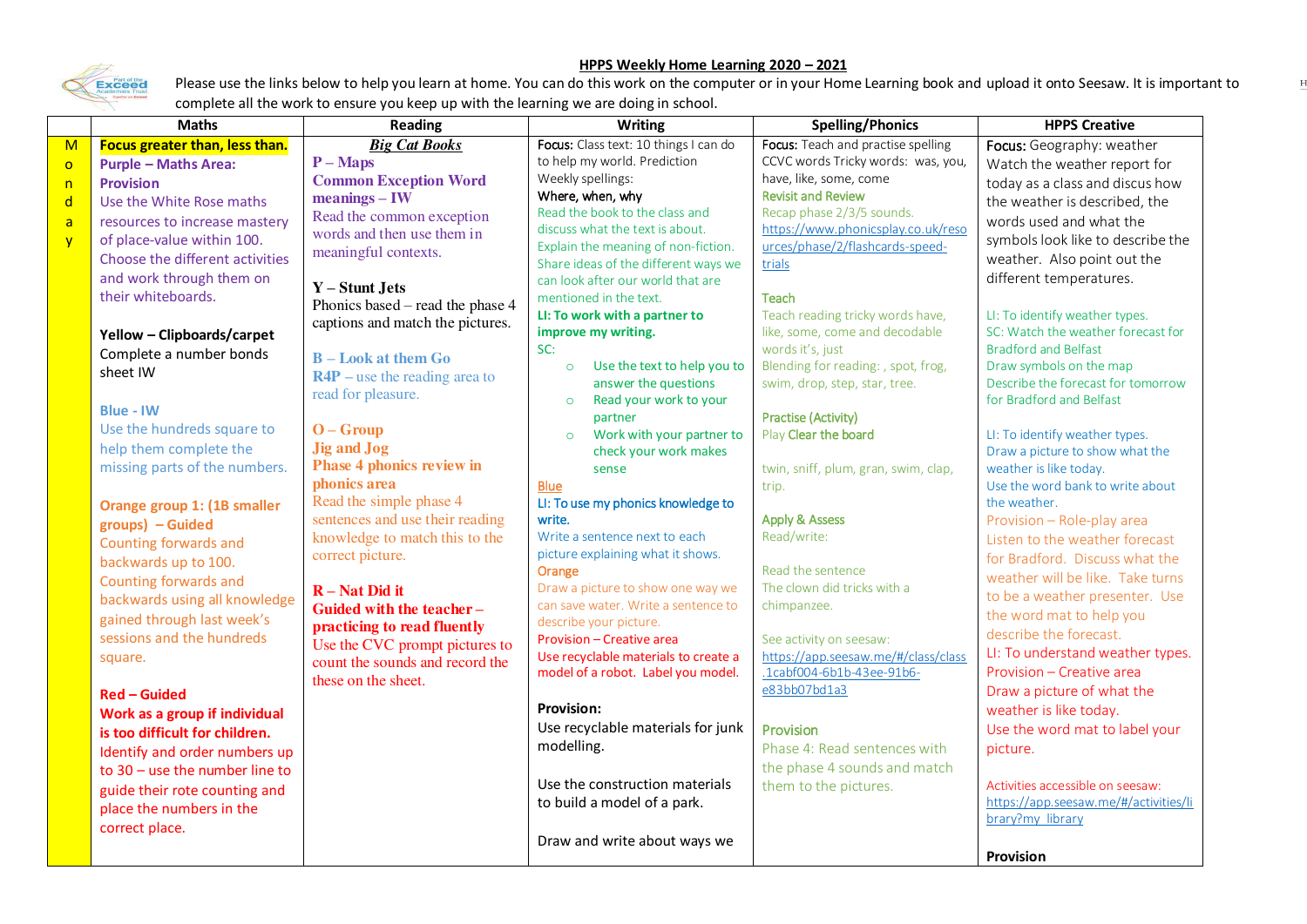## HPPS Weekly Home Learning 2020 – 2021

Please use the links below to help you learn at home. You can do this work on the computer or in your Home Learning book and upload it onto Seesaw. It is important to complete all the work to ensure you keep up with the learning we are doing in school.

| | Maths | Reading | Writing | Spelling/Phonics | HPPS Creative |
|---|---|---|---|---|---|
| Monday | **Focus greater than, less than.**<br><br>**Purple – Maths Area: Provision**<br>Use the White Rose maths resources to increase mastery of place-value within 100. Choose the different activities and work through them on their whiteboards.<br><br>**Yellow – Clipboards/carpet**<br>Complete a number bonds sheet IW<br><br>**Blue - IW**<br>Use the hundreds square to help them complete the missing parts of the numbers.<br><br>**Orange group 1: (1B smaller groups) – Guided**<br>Counting forwards and backwards up to 100. Counting forwards and backwards using all knowledge gained through last week's sessions and the hundreds square.<br><br>**Red – Guided**<br>**Work as a group if individual is too difficult for children.**<br>Identify and order numbers up to 30 – use the number line to guide their rote counting and place the numbers in the correct place. | ***Big Cat Books***<br><br>**P – Maps**<br>**Common Exception Word meanings – IW**<br>Read the common exception words and then use them in meaningful contexts.<br><br>**Y – Stunt Jets**<br>Phonics based – read the phase 4 captions and match the pictures.<br><br>**B – Look at them Go**<br>**R4P** – use the reading area to read for pleasure.<br><br>**O – Group**<br>**Jig and Jog**<br>**Phase 4 phonics review in phonics area**<br>Read the simple phase 4 sentences and use their reading knowledge to match this to the correct picture.<br><br>**R – Nat Did it**<br>**Guided with the teacher – practicing to read fluently**<br>Use the CVC prompt pictures to count the sounds and record the these on the sheet. | Focus: Class text: 10 things I can do to help my world. Prediction<br>Weekly spellings:<br>Where, when, why<br>Read the book to the class and discuss what the text is about.<br>Explain the meaning of non-fiction.<br>Share ideas of the different ways we can look after our world that are mentioned in the text.<br>**LI: To work with a partner to improve my writing.**<br>SC:<br>○ Use the text to help you to answer the questions<br>○ Read your work to your partner<br>○ Work with your partner to check your work makes sense<br><br>Blue<br>LI: To use my phonics knowledge to write.<br>Write a sentence next to each picture explaining what it shows.<br>Orange<br>Draw a picture to show one way we can save water. Write a sentence to describe your picture.<br>Provision – Creative area<br>Use recyclable materials to create a model of a robot. Label you model.<br><br>**Provision:**<br>Use recyclable materials for junk modelling.<br><br>Use the construction materials to build a model of a park.<br><br>Draw and write about ways we | Focus: Teach and practise spelling CCVC words Tricky words: was, you, have, like, some, come<br>Revisit and Review<br>Recap phase 2/3/5 sounds.<br>https://www.phonicsplay.co.uk/resources/phase/2/flashcards-speed-trials<br><br>Teach<br>Teach reading tricky words have, like, some, come and decodable words it's, just<br>Blending for reading: , spot, frog, swim, drop, step, star, tree.<br><br>Practise (Activity)<br>Play Clear the board<br><br>twin, sniff, plum, gran, swim, clap, trip.<br><br>Apply & Assess<br>Read/write:<br><br>Read the sentence<br>The clown did tricks with a chimpanzee.<br><br>See activity on seesaw:<br>https://app.seesaw.me/#/class/class.1cabf004-6b1b-43ee-91b6-e83bb07bd1a3<br><br>Provision<br>Phase 4: Read sentences with the phase 4 sounds and match them to the pictures. | **Focus:** Geography: weather<br>Watch the weather report for today as a class and discus how the weather is described, the words used and what the symbols look like to describe the weather. Also point out the different temperatures.<br><br>LI: To identify weather types.<br>SC: Watch the weather forecast for Bradford and Belfast<br>Draw symbols on the map<br>Describe the forecast for tomorrow for Bradford and Belfast<br><br>LI: To identify weather types.<br>Draw a picture to show what the weather is like today.<br>Use the word bank to write about the weather.<br>Provision – Role-play area<br>Listen to the weather forecast for Bradford. Discuss what the weather will be like. Take turns to be a weather presenter. Use the word mat to help you describe the forecast.<br>LI: To understand weather types.<br>Provision – Creative area<br>Draw a picture of what the weather is like today.<br>Use the word mat to label your picture.<br><br>Activities accessible on seesaw:<br>https://app.seesaw.me/#/activities/library?my_library<br><br>**Provision** |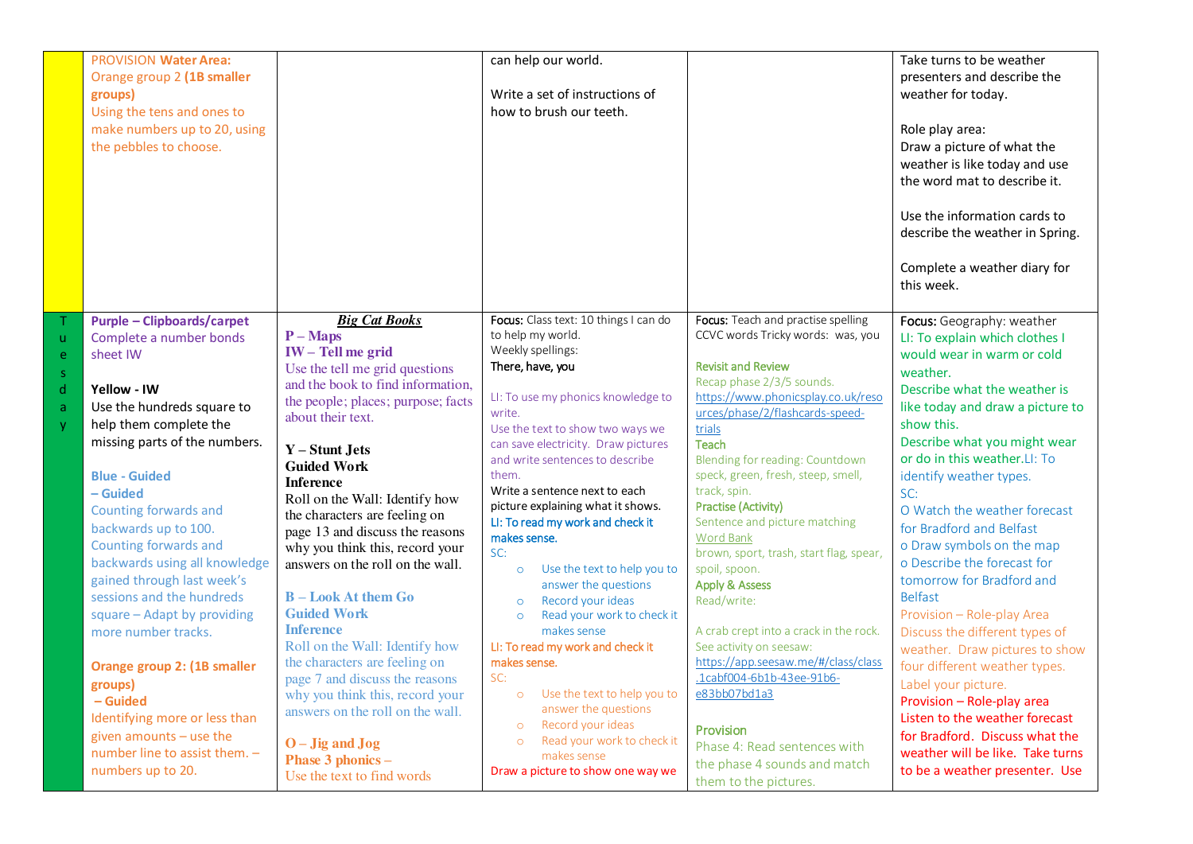| | | | | | |
|---|---|---|---|---|---|
| | PROVISION **Water Area:** Orange group 2 **(1B smaller groups)** Using the tens and ones to make numbers up to 20, using the pebbles to choose. | | can help our world.<br><br>Write a set of instructions of how to brush our teeth. | | Take turns to be weather presenters and describe the weather for today.<br><br>Role play area:<br>Draw a picture of what the weather is like today and use the word mat to describe it.<br><br>Use the information cards to describe the weather in Spring.<br><br>Complete a weather diary for this week. |
| Tuesday | **Purple – Clipboards/carpet** Complete a number bonds sheet IW<br><br>**Yellow - IW** Use the hundreds square to help them complete the missing parts of the numbers.<br><br>**Blue - Guided – Guided** Counting forwards and backwards up to 100. Counting forwards and backwards using all knowledge gained through last week's sessions and the hundreds square – Adapt by providing more number tracks.<br><br>**Orange group 2: (1B smaller groups) – Guided** Identifying more or less than given amounts – use the number line to assist them. – numbers up to 20. | ***Big Cat Books***<br>**P – Maps**<br>**IW – Tell me grid**<br>Use the tell me grid questions and the book to find information, the people; places; purpose; facts about their text.<br><br>**Y – Stunt Jets**<br>**Guided Work**<br>**Inference**<br>Roll on the Wall: Identify how the characters are feeling on page 13 and discuss the reasons why you think this, record your answers on the roll on the wall.<br><br>**B – Look At them Go**<br>**Guided Work**<br>**Inference**<br>Roll on the Wall: Identify how the characters are feeling on page 7 and discuss the reasons why you think this, record your answers on the roll on the wall.<br><br>**O – Jig and Jog**<br>**Phase 3 phonics –**<br>Use the text to find words | Focus: Class text: 10 things I can do to help my world.<br>Weekly spellings:<br>There, have, you<br><br>LI: To use my phonics knowledge to write.<br>Use the text to show two ways we can save electricity. Draw pictures and write sentences to describe them.<br>Write a sentence next to each picture explaining what it shows.<br>LI: To read my work and check it makes sense.<br>SC:<br>o Use the text to help you to answer the questions<br>o Record your ideas<br>o Read your work to check it makes sense<br>LI: To read my work and check it makes sense.<br>SC:<br>o Use the text to help you to answer the questions<br>o Record your ideas<br>o Read your work to check it makes sense<br>Draw a picture to show one way we | Focus: Teach and practise spelling CCVC words Tricky words: was, you<br><br>Revisit and Review<br>Recap phase 2/3/5 sounds.<br>https://www.phonicsplay.co.uk/resources/phase/2/flashcards-speed-trials<br>Teach<br>Blending for reading: Countdown speck, green, fresh, steep, smell, track, spin.<br>Practise (Activity)<br>Sentence and picture matching<br>Word Bank<br>brown, sport, trash, start flag, spear, spoil, spoon.<br>Apply & Assess<br>Read/write:<br><br>A crab crept into a crack in the rock.<br>See activity on seesaw:<br>https://app.seesaw.me/#/class/class.1cabf004-6b1b-43ee-91b6-e83bb07bd1a3<br><br>Provision<br>Phase 4: Read sentences with the phase 4 sounds and match them to the pictures. | Focus: Geography: weather<br>LI: To explain which clothes I would wear in warm or cold weather.<br>Describe what the weather is like today and draw a picture to show this.<br>Describe what you might wear or do in this weather.LI: To identify weather types.<br>SC:<br>O Watch the weather forecast for Bradford and Belfast<br>o Draw symbols on the map<br>o Describe the forecast for tomorrow for Bradford and Belfast<br>Provision – Role-play Area<br>Discuss the different types of weather. Draw pictures to show four different weather types. Label your picture.<br>Provision – Role-play area<br>Listen to the weather forecast for Bradford. Discuss what the weather will be like. Take turns to be a weather presenter. Use |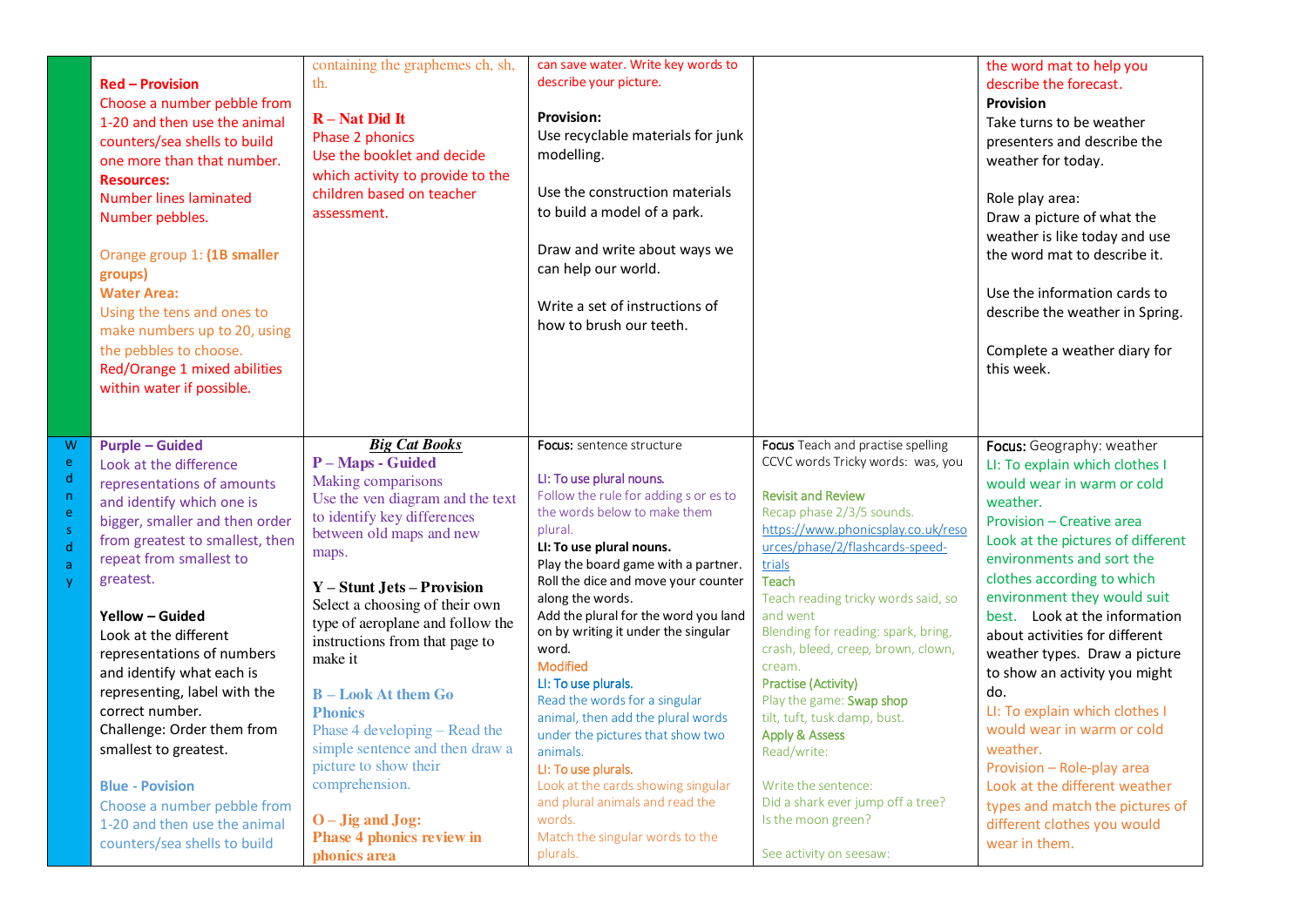| | | | | | |
|---|---|---|---|---|---|
| | **Red – Provision**<br>Choose a number pebble from 1-20 and then use the animal counters/sea shells to build one more than that number.<br>**Resources:**<br>Number lines laminated<br>Number pebbles.<br><br>Orange group 1: **(1B smaller groups)**<br>**Water Area:**<br>Using the tens and ones to make numbers up to 20, using the pebbles to choose.<br>Red/Orange 1 mixed abilities within water if possible. | containing the graphemes ch, sh, th.<br><br>**R – Nat Did It**<br>Phase 2 phonics<br>Use the booklet and decide which activity to provide to the children based on teacher assessment. | can save water. Write key words to describe your picture.<br><br>**Provision:**<br>Use recyclable materials for junk modelling.<br><br>Use the construction materials to build a model of a park.<br><br>Draw and write about ways we can help our world.<br><br>Write a set of instructions of how to brush our teeth. | | the word mat to help you describe the forecast.<br>**Provision**<br>Take turns to be weather presenters and describe the weather for today.<br><br>Role play area:<br>Draw a picture of what the weather is like today and use the word mat to describe it.<br><br>Use the information cards to describe the weather in Spring.<br><br>Complete a weather diary for this week. |
| Wednesday | **Purple – Guided**<br>Look at the difference representations of amounts and identify which one is bigger, smaller and then order from greatest to smallest, then repeat from smallest to greatest.<br><br>**Yellow – Guided**<br>Look at the different representations of numbers and identify what each is representing, label with the correct number.<br>Challenge: Order them from smallest to greatest.<br><br>**Blue - Povision**<br>Choose a number pebble from 1-20 and then use the animal counters/sea shells to build | ***Big Cat Books***<br>**P – Maps - Guided**<br>Making comparisons<br>Use the ven diagram and the text to identify key differences between old maps and new maps.<br><br>**Y – Stunt Jets – Provision**<br>Select a choosing of their own type of aeroplane and follow the instructions from that page to make it<br><br>**B – Look At them Go Phonics**<br>Phase 4 developing – Read the simple sentence and then draw a picture to show their comprehension.<br><br>**O – Jig and Jog:**<br>**Phase 4 phonics review in phonics area** | **Focus:** sentence structure<br><br>LI: To use plural nouns.<br>Follow the rule for adding s or es to the words below to make them plural.<br>**LI: To use plural nouns.**<br>Play the board game with a partner. Roll the dice and move your counter along the words.<br>Add the plural for the word you land on by writing it under the singular word.<br>Modified<br>LI: To use plurals.<br>Read the words for a singular animal, then add the plural words under the pictures that show two animals.<br>LI: To use plurals.<br>Look at the cards showing singular and plural animals and read the words.<br>Match the singular words to the plurals. | **Focus** Teach and practise spelling CCVC words Tricky words: was, you<br><br>Revisit and Review<br>Recap phase 2/3/5 sounds.<br>https://www.phonicsplay.co.uk/resources/phase/2/flashcards-speed-trials<br>Teach<br>Teach reading tricky words said, so and went<br>Blending for reading: spark, bring, crash, bleed, creep, brown, clown, cream.<br>Practise (Activity)<br>Play the game: Swap shop<br>tilt, tuft, tusk damp, bust.<br>Apply & Assess<br>Read/write:<br><br>Write the sentence:<br>Did a shark ever jump off a tree?<br>Is the moon green?<br><br>See activity on seesaw: | **Focus:** Geography: weather<br>LI: To explain which clothes I would wear in warm or cold weather.<br>Provision – Creative area<br>Look at the pictures of different environments and sort the clothes according to which environment they would suit best. Look at the information about activities for different weather types. Draw a picture to show an activity you might do.<br>LI: To explain which clothes I would wear in warm or cold weather.<br>Provision – Role-play area<br>Look at the different weather types and match the pictures of different clothes you would wear in them. |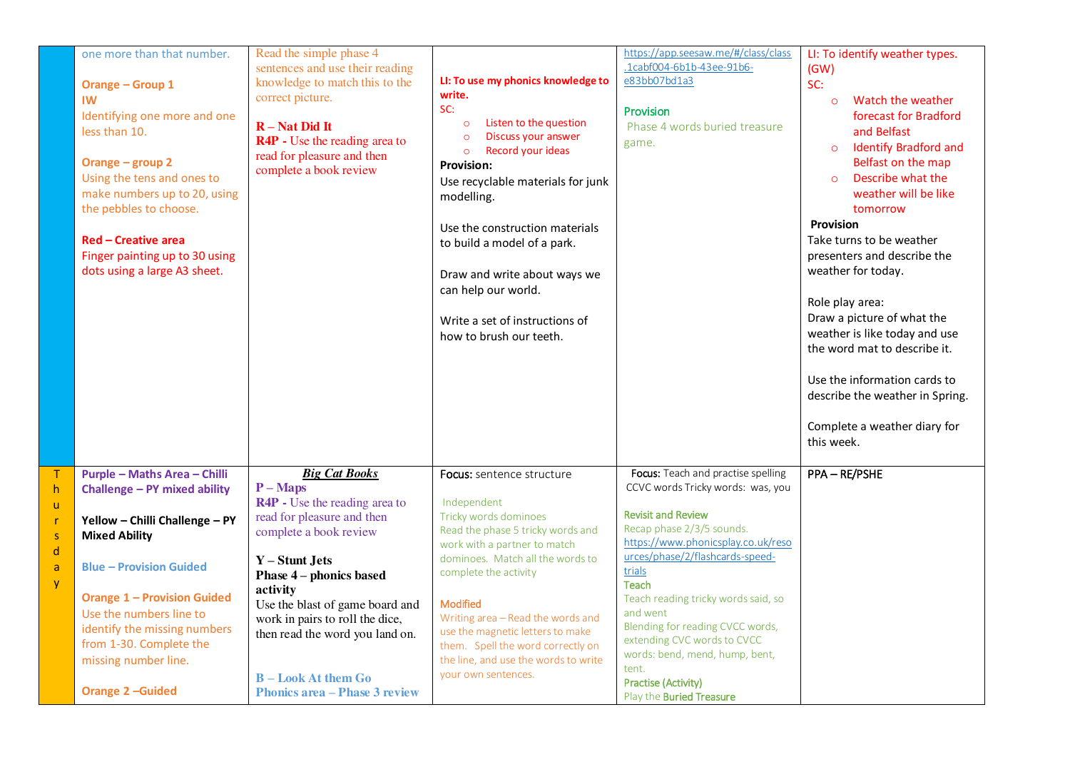| | | | | | |
|---|---|---|---|---|---|
| | one more than that number.<br><br>**Orange – Group 1**<br>**IW**<br>Identifying one more and one less than 10.<br><br>**Orange – group 2**<br>Using the tens and ones to make numbers up to 20, using the pebbles to choose.<br><br>**Red – Creative area**<br>Finger painting up to 30 using dots using a large A3 sheet. | Read the simple phase 4 sentences and use their reading knowledge to match this to the correct picture.<br><br>**R – Nat Did It**<br>**R4P -** Use the reading area to read for pleasure and then complete a book review | **LI: To use my phonics knowledge to write.**<br>SC:<br>○ Listen to the question<br>○ Discuss your answer<br>○ Record your ideas<br>**Provision:**<br>Use recyclable materials for junk modelling.<br><br>Use the construction materials to build a model of a park.<br><br>Draw and write about ways we can help our world.<br><br>Write a set of instructions of how to brush our teeth. | https://app.seesaw.me/#/class/class.1cabf004-6b1b-43ee-91b6-e83bb07bd1a3<br><br>Provision<br>Phase 4 words buried treasure game. | LI: To identify weather types. (GW)<br>SC:<br>○ Watch the weather forecast for Bradford and Belfast<br>○ Identify Bradford and Belfast on the map<br>○ Describe what the weather will be like tomorrow<br>**Provision**<br>Take turns to be weather presenters and describe the weather for today.<br><br>Role play area:<br>Draw a picture of what the weather is like today and use the word mat to describe it.<br><br>Use the information cards to describe the weather in Spring.<br><br>Complete a weather diary for this week. |
| Thursday | **Purple – Maths Area – Chilli Challenge – PY mixed ability**<br><br>**Yellow – Chilli Challenge – PY Mixed Ability**<br><br>**Blue – Provision Guided**<br><br>**Orange 1 – Provision Guided**<br>Use the numbers line to identify the missing numbers from 1-30. Complete the missing number line.<br><br>**Orange 2 –Guided** | ***Big Cat Books***<br>**P – Maps**<br>**R4P -** Use the reading area to read for pleasure and then complete a book review<br><br>**Y – Stunt Jets**<br>**Phase 4 – phonics based activity**<br>Use the blast of game board and work in pairs to roll the dice, then read the word you land on.<br><br>**B – Look At them Go**<br>**Phonics area – Phase 3 review** | Focus: sentence structure<br><br>Independent<br>Tricky words dominoes<br>Read the phase 5 tricky words and work with a partner to match dominoes. Match all the words to complete the activity<br><br>Modified<br>Writing area – Read the words and use the magnetic letters to make them. Spell the word correctly on the line, and use the words to write your own sentences. | Focus: Teach and practise spelling CCVC words Tricky words: was, you<br><br>Revisit and Review<br>Recap phase 2/3/5 sounds.<br>https://www.phonicsplay.co.uk/resources/phase/2/flashcards-speed-trials<br>Teach<br>Teach reading tricky words said, so and went<br>Blending for reading CVCC words, extending CVC words to CVCC words: bend, mend, hump, bent, tent.<br>Practise (Activity)<br>Play the Buried Treasure | PPA – RE/PSHE |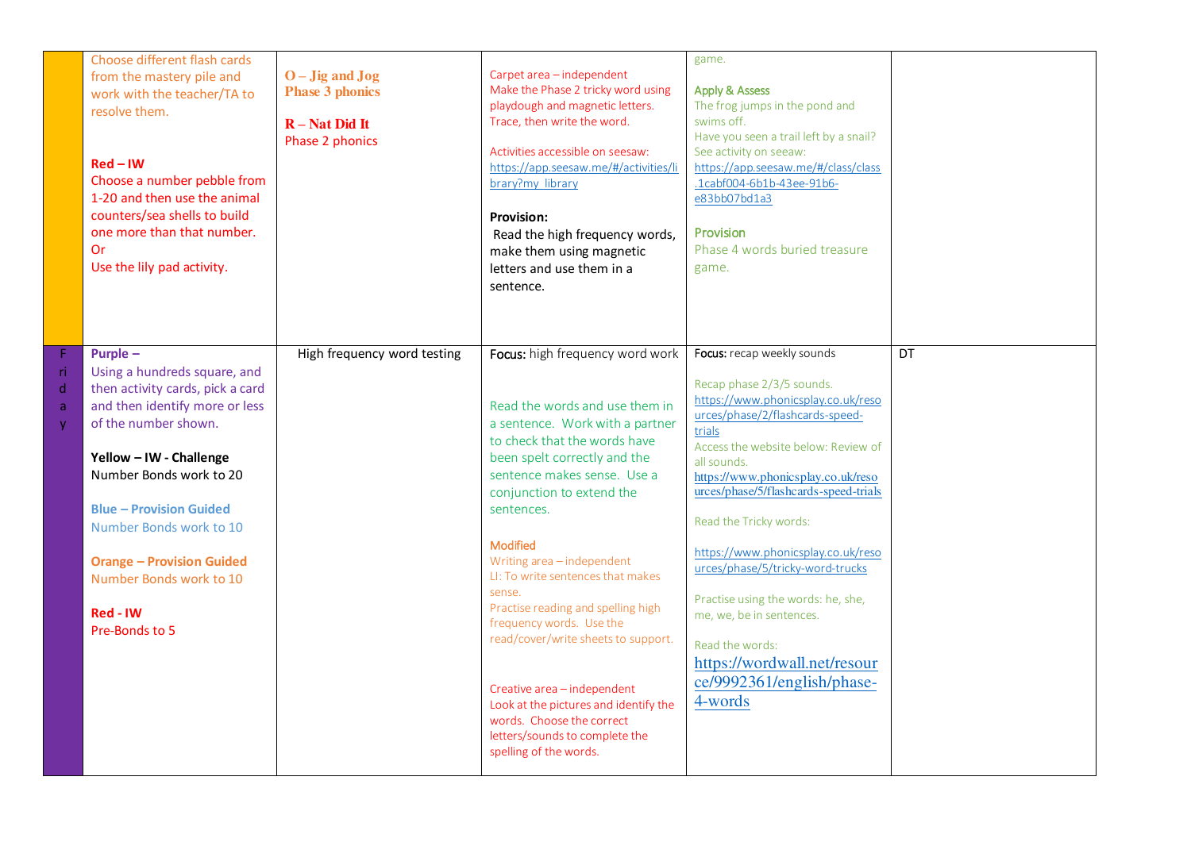| | | | | | |
|---|---|---|---|---|---|
| | Choose different flash cards from the mastery pile and work with the teacher/TA to resolve them.<br><br>**Red – IW**<br>Choose a number pebble from 1-20 and then use the animal counters/sea shells to build one more than that number.<br>Or<br>Use the lily pad activity. | **O – Jig and Jog**<br>**Phase 3 phonics**<br><br>**R – Nat Did It**<br>Phase 2 phonics | Carpet area – independent<br>Make the Phase 2 tricky word using playdough and magnetic letters. Trace, then write the word.<br><br>Activities accessible on seesaw: https://app.seesaw.me/#/activities/library?my_library<br><br>**Provision:**<br>Read the high frequency words, make them using magnetic letters and use them in a sentence. | game.<br><br>Apply & Assess<br>The frog jumps in the pond and swims off.<br>Have you seen a trail left by a snail?<br>See activity on seeaw: https://app.seesaw.me/#/class/class.1cabf004-6b1b-43ee-91b6-e83bb07bd1a3<br><br>Provision<br>Phase 4 words buried treasure game. | |
| Friday | **Purple –**<br>Using a hundreds square, and then activity cards, pick a card and then identify more or less of the number shown.<br><br>**Yellow – IW - Challenge**<br>Number Bonds work to 20<br><br>**Blue – Provision Guided**<br>Number Bonds work to 10<br><br>**Orange – Provision Guided**<br>Number Bonds work to 10<br><br>**Red - IW**<br>Pre-Bonds to 5 | High frequency word testing | **Focus:** high frequency word work<br><br>Read the words and use them in a sentence. Work with a partner to check that the words have been spelt correctly and the sentence makes sense. Use a conjunction to extend the sentences.<br><br>Modified<br>Writing area – independent<br>LI: To write sentences that makes sense.<br>Practise reading and spelling high frequency words. Use the read/cover/write sheets to support.<br><br>Creative area – independent<br>Look at the pictures and identify the words. Choose the correct letters/sounds to complete the spelling of the words. | **Focus:** recap weekly sounds<br><br>Recap phase 2/3/5 sounds.<br>https://www.phonicsplay.co.uk/resources/phase/2/flashcards-speed-trials<br>Access the website below: Review of all sounds.<br>https://www.phonicsplay.co.uk/resources/phase/5/flashcards-speed-trials<br><br>Read the Tricky words:<br><br>https://www.phonicsplay.co.uk/resources/phase/5/tricky-word-trucks<br><br>Practise using the words: he, she, me, we, be in sentences.<br><br>Read the words:<br>https://wordwall.net/resource/9992361/english/phase-4-words | DT |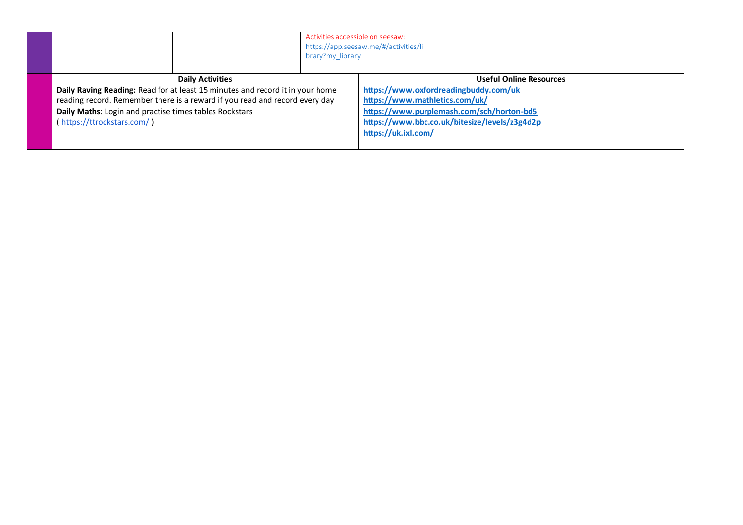| | | | | | |
|---|---|---|---|---|---|
| | | | Activities accessible on seesaw: https://app.seesaw.me/#/activities/library?my_library | | |

| | **Daily Activities** | **Useful Online Resources** |
|---|---|---|
| | **Daily Raving Reading:** Read for at least 15 minutes and record it in your home reading record. Remember there is a reward if you read and record every day<br>**Daily Maths**: Login and practise times tables Rockstars ( https://ttrockstars.com/ ) | **https://www.oxfordreadingbuddy.com/uk**<br>**https://www.mathletics.com/uk/**<br>**https://www.purplemash.com/sch/horton-bd5**<br>**https://www.bbc.co.uk/bitesize/levels/z3g4d2p**<br>**https://uk.ixl.com/** |